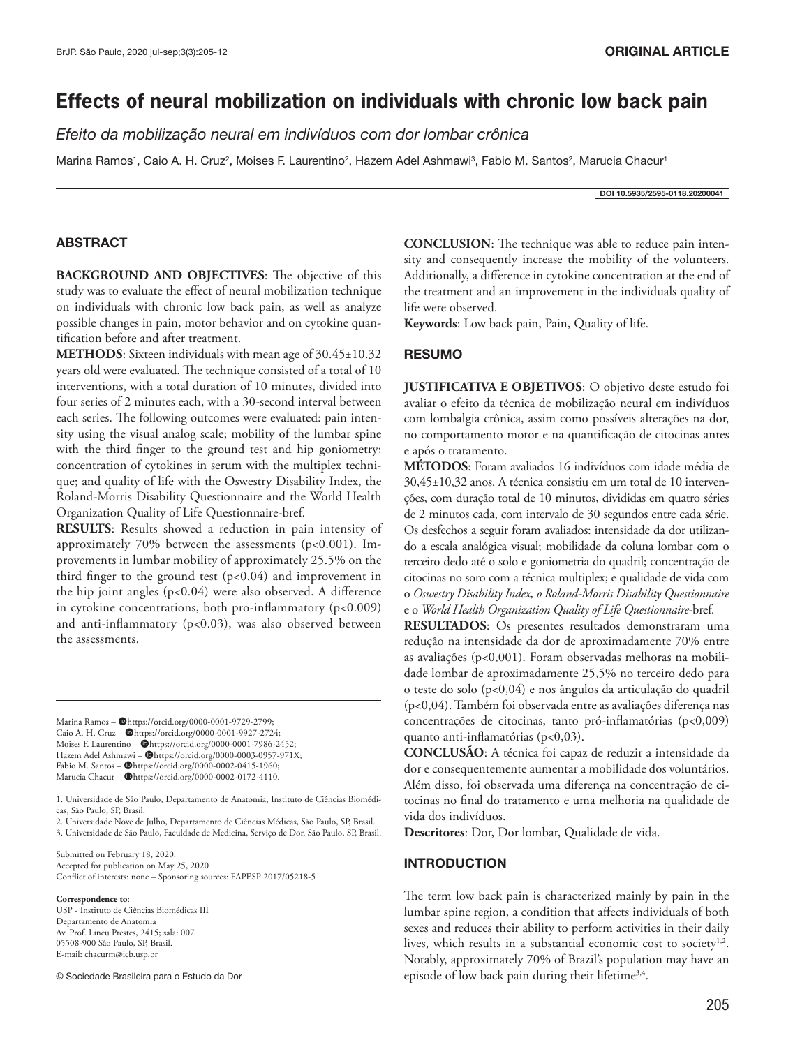ORIGINAL ARTICLE

# Effects of neural mobilization on individuals with chronic low back pain

*Efeito da mobilização neural em indivíduos com dor lombar crônica*

Marina Ramos[1], Caio A. H. Cruz[2], Moises F. Laurentino[2], Hazem Adel Ashmawi[3], Fabio M. Santos[2], Marucia Chacur[1]

DOI 10.5935/2595-0118.20200041

## ABSTRACT

**BACKGROUND AND OBJECTIVES**: The objective of this study was to evaluate the effect of neural mobilization technique on individuals with chronic low back pain, as well as analyze possible changes in pain, motor behavior and on cytokine quantification before and after treatment.

**METHODS**: Sixteen individuals with mean age of 30.45±10.32 years old were evaluated. The technique consisted of a total of 10 interventions, with a total duration of 10 minutes, divided into four series of 2 minutes each, with a 30-second interval between each series. The following outcomes were evaluated: pain intensity using the visual analog scale; mobility of the lumbar spine with the third finger to the ground test and hip goniometry; concentration of cytokines in serum with the multiplex technique; and quality of life with the Oswestry Disability Index, the Roland-Morris Disability Questionnaire and the World Health Organization Quality of Life Questionnaire-bref.

**RESULTS**: Results showed a reduction in pain intensity of approximately 70% between the assessments ($p<0.001$). Improvements in lumbar mobility of approximately 25.5% on the third finger to the ground test ($p<0.04$) and improvement in the hip joint angles ($p<0.04$) were also observed. A difference in cytokine concentrations, both pro-inflammatory ($p<0.009$) and anti-inflammatory ($p<0.03$), was also observed between the assessments.

**CONCLUSION**: The technique was able to reduce pain intensity and consequently increase the mobility of the volunteers. Additionally, a difference in cytokine concentration at the end of the treatment and an improvement in the individuals quality of life were observed.

**Keywords**: Low back pain, Pain, Quality of life.

## RESUMO

**JUSTIFICATIVA E OBJETIVOS**: O objetivo deste estudo foi avaliar o efeito da técnica de mobilização neural em indivíduos com lombalgia crônica, assim como possíveis alterações na dor, no comportamento motor e na quantificação de citocinas antes e após o tratamento.

**MÉTODOS**: Foram avaliados 16 indivíduos com idade média de 30,45±10,32 anos. A técnica consistiu em um total de 10 intervenções, com duração total de 10 minutos, divididas em quatro séries de 2 minutos cada, com intervalo de 30 segundos entre cada série. Os desfechos a seguir foram avaliados: intensidade da dor utilizando a escala analógica visual; mobilidade da coluna lombar com o terceiro dedo até o solo e goniometria do quadril; concentração de citocinas no soro com a técnica multiplex; e qualidade de vida com o *Oswestry Disability Index, o Roland-Morris Disability Questionnaire* e o *World Health Organization Quality of Life Questionnaire*-bref.

**RESULTADOS**: Os presentes resultados demonstraram uma redução na intensidade da dor de aproximadamente 70% entre as avaliações ($p<0,001$). Foram observadas melhoras na mobilidade lombar de aproximadamente 25,5% no terceiro dedo para o teste do solo ($p<0,04$) e nos ângulos da articulação do quadril ($p<0,04$). Também foi observada entre as avaliações diferença nas concentrações de citocinas, tanto pró-inflamatórias ($p<0,009$) quanto anti-inflamatórias ($p<0,03$).

**CONCLUSÃO**: A técnica foi capaz de reduzir a intensidade da dor e consequentemente aumentar a mobilidade dos voluntários. Além disso, foi observada uma diferença na concentração de citocinas no final do tratamento e uma melhoria na qualidade de vida dos indivíduos.

**Descritores**: Dor, Dor lombar, Qualidade de vida.

## INTRODUCTION

The term low back pain is characterized mainly by pain in the lumbar spine region, a condition that affects individuals of both sexes and reduces their ability to perform activities in their daily lives, which results in a substantial economic cost to society[1,2]. Notably, approximately 70% of Brazil's population may have an episode of low back pain during their lifetime[3,4].

---

Marina Ramos – https://orcid.org/0000-0001-9729-2799;
Caio A. H. Cruz – https://orcid.org/0000-0001-9927-2724;
Moises F. Laurentino – https://orcid.org/0000-0001-7986-2452;
Hazem Adel Ashmawi – https://orcid.org/0000-0003-0957-971X;
Fabio M. Santos – https://orcid.org/0000-0002-0415-1960;
Marucia Chacur – https://orcid.org/0000-0002-0172-4110.

1. Universidade de São Paulo, Departamento de Anatomia, Instituto de Ciências Biomédicas, São Paulo, SP, Brasil.
2. Universidade Nove de Julho, Departamento de Ciências Médicas, São Paulo, SP, Brasil.
3. Universidade de São Paulo, Faculdade de Medicina, Serviço de Dor, São Paulo, SP, Brasil.

Submitted on February 18, 2020.
Accepted for publication on May 25, 2020
Conflict of interests: none – Sponsoring sources: FAPESP 2017/05218-5

**Correspondence to**:
USP - Instituto de Ciências Biomédicas III
Departamento de Anatomia
Av. Prof. Lineu Prestes, 2415; sala: 007
05508-900 São Paulo, SP, Brasil.
E-mail: chacurm@icb.usp.br

© Sociedade Brasileira para o Estudo da Dor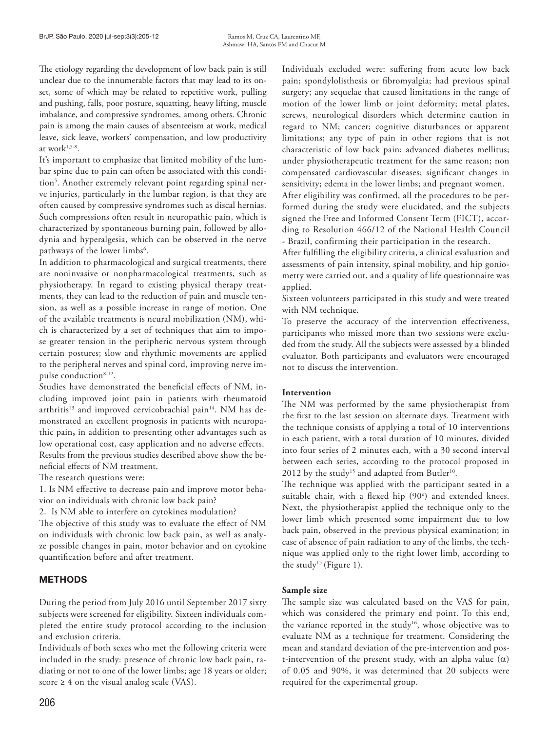The etiology regarding the development of low back pain is still unclear due to the innumerable factors that may lead to its onset, some of which may be related to repetitive work, pulling and pushing, falls, poor posture, squatting, heavy lifting, muscle imbalance, and compressive syndromes, among others. Chronic pain is among the main causes of absenteeism at work, medical leave, sick leave, workers' compensation, and low productivity at work[1,5-8].

It's important to emphasize that limited mobility of the lumbar spine due to pain can often be associated with this condition[5]. Another extremely relevant point regarding spinal nerve injuries, particularly in the lumbar region, is that they are often caused by compressive syndromes such as discal hernias. Such compressions often result in neuropathic pain, which is characterized by spontaneous burning pain, followed by allodynia and hyperalgesia, which can be observed in the nerve pathways of the lower limbs[6].

In addition to pharmacological and surgical treatments, there are noninvasive or nonpharmacological treatments, such as physiotherapy. In regard to existing physical therapy treatments, they can lead to the reduction of pain and muscle tension, as well as a possible increase in range of motion. One of the available treatments is neural mobilization (NM), which is characterized by a set of techniques that aim to impose greater tension in the peripheric nervous system through certain postures; slow and rhythmic movements are applied to the peripheral nerves and spinal cord, improving nerve impulse conduction[8-12].

Studies have demonstrated the beneficial effects of NM, including improved joint pain in patients with rheumatoid arthritis[13] and improved cervicobrachial pain[14]. NM has demonstrated an excellent prognosis in patients with neuropathic pain**,** in addition to presenting other advantages such as low operational cost, easy application and no adverse effects.

Results from the previous studies described above show the beneficial effects of NM treatment.

The research questions were:

1. Is NM effective to decrease pain and improve motor behavior on individuals with chronic low back pain?
2. Is NM able to interfere on cytokines modulation?

The objective of this study was to evaluate the effect of NM on individuals with chronic low back pain, as well as analyze possible changes in pain, motor behavior and on cytokine quantification before and after treatment.

## METHODS

During the period from July 2016 until September 2017 sixty subjects were screened for eligibility. Sixteen individuals completed the entire study protocol according to the inclusion and exclusion criteria.

Individuals of both sexes who met the following criteria were included in the study: presence of chronic low back pain, radiating or not to one of the lower limbs; age 18 years or older; score ≥ 4 on the visual analog scale (VAS).

Individuals excluded were: suffering from acute low back pain; spondylolisthesis or fibromyalgia; had previous spinal surgery; any sequelae that caused limitations in the range of motion of the lower limb or joint deformity; metal plates, screws, neurological disorders which determine caution in regard to NM; cancer; cognitive disturbances or apparent limitations; any type of pain in other regions that is not characteristic of low back pain; advanced diabetes mellitus; under physiotherapeutic treatment for the same reason; non compensated cardiovascular diseases; significant changes in sensitivity; edema in the lower limbs; and pregnant women.

After eligibility was confirmed, all the procedures to be performed during the study were elucidated, and the subjects signed the Free and Informed Consent Term (FICT), according to Resolution 466/12 of the National Health Council - Brazil, confirming their participation in the research.

After fulfilling the eligibility criteria, a clinical evaluation and assessments of pain intensity, spinal mobility, and hip goniometry were carried out, and a quality of life questionnaire was applied.

Sixteen volunteers participated in this study and were treated with NM technique.

To preserve the accuracy of the intervention effectiveness, participants who missed more than two sessions were excluded from the study. All the subjects were assessed by a blinded evaluator. Both participants and evaluators were encouraged not to discuss the intervention.

### Intervention

The NM was performed by the same physiotherapist from the first to the last session on alternate days. Treatment with the technique consists of applying a total of 10 interventions in each patient, with a total duration of 10 minutes, divided into four series of 2 minutes each, with a 30 second interval between each series, according to the protocol proposed in 2012 by the study[15] and adapted from Butler[10].

The technique was applied with the participant seated in a suitable chair, with a flexed hip (90º) and extended knees. Next, the physiotherapist applied the technique only to the lower limb which presented some impairment due to low back pain, observed in the previous physical examination; in case of absence of pain radiation to any of the limbs, the technique was applied only to the right lower limb, according to the study[15] (Figure 1).

### Sample size

The sample size was calculated based on the VAS for pain, which was considered the primary end point. To this end, the variance reported in the study[16], whose objective was to evaluate NM as a technique for treatment. Considering the mean and standard deviation of the pre-intervention and post-intervention of the present study, with an alpha value ($\alpha$) of 0.05 and 90%, it was determined that 20 subjects were required for the experimental group.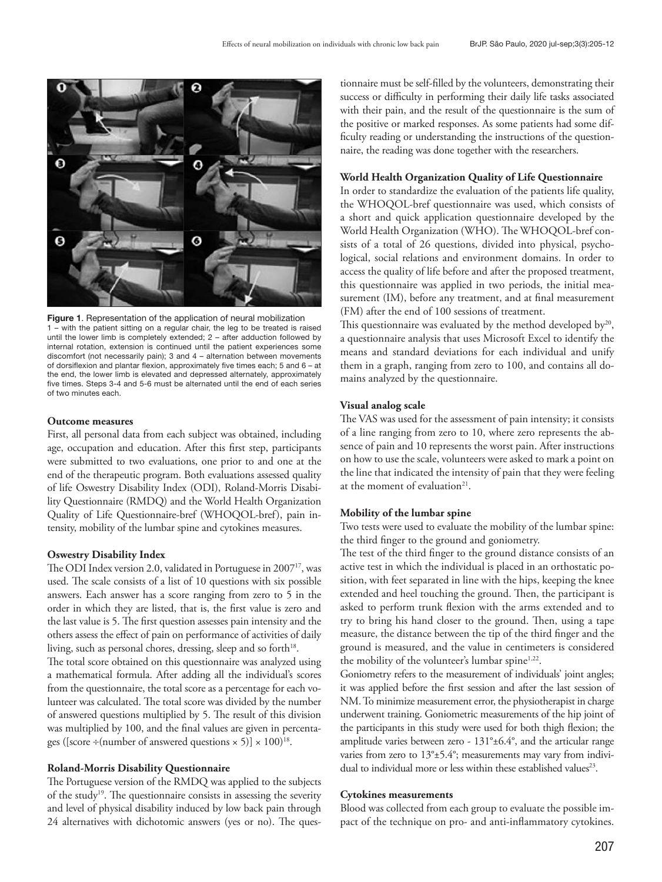**Figure 1**. Representation of the application of neural mobilization
1 – with the patient sitting on a regular chair, the leg to be treated is raised until the lower limb is completely extended; 2 – after adduction followed by internal rotation, extension is continued until the patient experiences some discomfort (not necessarily pain); 3 and 4 – alternation between movements of dorsiflexion and plantar flexion, approximately five times each; 5 and 6 – at the end, the lower limb is elevated and depressed alternately, approximately five times. Steps 3-4 and 5-6 must be alternated until the end of each series of two minutes each.

**Outcome measures**

First, all personal data from each subject was obtained, including age, occupation and education. After this first step, participants were submitted to two evaluations, one prior to and one at the end of the therapeutic program. Both evaluations assessed quality of life Oswestry Disability Index (ODI), Roland-Morris Disability Questionnaire (RMDQ) and the World Health Organization Quality of Life Questionnaire-bref (WHOQOL-bref), pain intensity, mobility of the lumbar spine and cytokines measures.

**Oswestry Disability Index**

The ODI Index version 2.0, validated in Portuguese in 2007[17], was used. The scale consists of a list of 10 questions with six possible answers. Each answer has a score ranging from zero to 5 in the order in which they are listed, that is, the first value is zero and the last value is 5. The first question assesses pain intensity and the others assess the effect of pain on performance of activities of daily living, such as personal chores, dressing, sleep and so forth[18].

The total score obtained on this questionnaire was analyzed using a mathematical formula. After adding all the individual's scores from the questionnaire, the total score as a percentage for each volunteer was calculated. The total score was divided by the number of answered questions multiplied by 5. The result of this division was multiplied by 100, and the final values are given in percentages ([score ÷(number of answered questions × 5)] × 100)[18].

**Roland-Morris Disability Questionnaire**

The Portuguese version of the RMDQ was applied to the subjects of the study[19]. The questionnaire consists in assessing the severity and level of physical disability induced by low back pain through 24 alternatives with dichotomic answers (yes or no). The questionnaire must be self-filled by the volunteers, demonstrating their success or difficulty in performing their daily life tasks associated with their pain, and the result of the questionnaire is the sum of the positive or marked responses. As some patients had some difficulty reading or understanding the instructions of the questionnaire, the reading was done together with the researchers.

**World Health Organization Quality of Life Questionnaire**

In order to standardize the evaluation of the patients life quality, the WHOQOL-bref questionnaire was used, which consists of a short and quick application questionnaire developed by the World Health Organization (WHO). The WHOQOL-bref consists of a total of 26 questions, divided into physical, psychological, social relations and environment domains. In order to access the quality of life before and after the proposed treatment, this questionnaire was applied in two periods, the initial measurement (IM), before any treatment, and at final measurement (FM) after the end of 100 sessions of treatment.

This questionnaire was evaluated by the method developed by[20], a questionnaire analysis that uses Microsoft Excel to identify the means and standard deviations for each individual and unify them in a graph, ranging from zero to 100, and contains all domains analyzed by the questionnaire.

**Visual analog scale**

The VAS was used for the assessment of pain intensity; it consists of a line ranging from zero to 10, where zero represents the absence of pain and 10 represents the worst pain. After instructions on how to use the scale, volunteers were asked to mark a point on the line that indicated the intensity of pain that they were feeling at the moment of evaluation[21].

**Mobility of the lumbar spine**

Two tests were used to evaluate the mobility of the lumbar spine: the third finger to the ground and goniometry.

The test of the third finger to the ground distance consists of an active test in which the individual is placed in an orthostatic position, with feet separated in line with the hips, keeping the knee extended and heel touching the ground. Then, the participant is asked to perform trunk flexion with the arms extended and to try to bring his hand closer to the ground. Then, using a tape measure, the distance between the tip of the third finger and the ground is measured, and the value in centimeters is considered the mobility of the volunteer's lumbar spine[1,22].

Goniometry refers to the measurement of individuals' joint angles; it was applied before the first session and after the last session of NM. To minimize measurement error, the physiotherapist in charge underwent training. Goniometric measurements of the hip joint of the participants in this study were used for both thigh flexion; the amplitude varies between zero - 131°±6.4°, and the articular range varies from zero to 13°±5.4°; measurements may vary from individual to individual more or less within these established values[23].

**Cytokines measurements**

Blood was collected from each group to evaluate the possible impact of the technique on pro- and anti-inflammatory cytokines.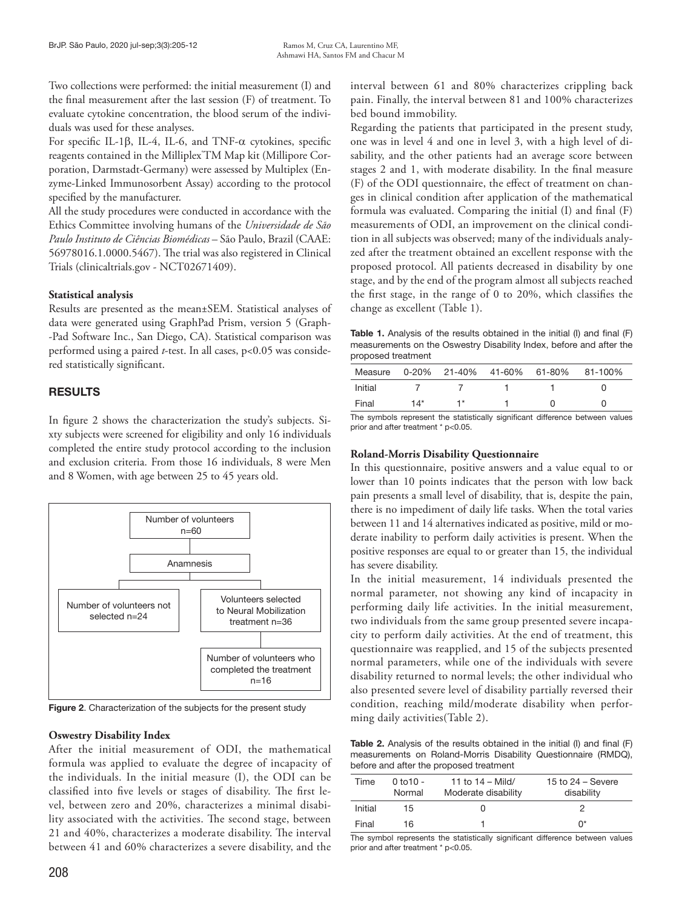Two collections were performed: the initial measurement (I) and the final measurement after the last session (F) of treatment. To evaluate cytokine concentration, the blood serum of the individuals was used for these analyses.

For specific IL-1β, IL-4, IL-6, and TNF-α cytokines, specific reagents contained in the Milliplex®TM Map kit (Millipore Corporation, Darmstadt-Germany) were assessed by Multiplex (Enzyme-Linked Immunosorbent Assay) according to the protocol specified by the manufacturer.

All the study procedures were conducted in accordance with the Ethics Committee involving humans of the *Universidade de São Paulo Instituto de Ciências Biomédicas* – São Paulo, Brazil (CAAE: 56978016.1.0000.5467). The trial was also registered in Clinical Trials (clinicaltrials.gov - NCT02671409).

**Statistical analysis**

Results are presented as the mean±SEM. Statistical analyses of data were generated using GraphPad Prism, version 5 (Graph-Pad Software Inc., San Diego, CA). Statistical comparison was performed using a paired *t*-test. In all cases, $p<0.05$ was considered statistically significant.

## RESULTS

In figure 2 shows the characterization the study's subjects. Sixty subjects were screened for eligibility and only 16 individuals completed the entire study protocol according to the inclusion and exclusion criteria. From those 16 individuals, 8 were Men and 8 Women, with age between 25 to 45 years old.

Number of volunteers n=60 → Anamnesis → Number of volunteers not selected n=24 / Volunteers selected to Neural Mobilization treatment n=36 → Number of volunteers who completed the treatment n=16

**Figure 2**. Characterization of the subjects for the present study

**Oswestry Disability Index**

After the initial measurement of ODI, the mathematical formula was applied to evaluate the degree of incapacity of the individuals. In the initial measure (I), the ODI can be classified into five levels or stages of disability. The first level, between zero and 20%, characterizes a minimal disability associated with the activities. The second stage, between 21 and 40%, characterizes a moderate disability. The interval between 41 and 60% characterizes a severe disability, and the interval between 61 and 80% characterizes crippling back pain. Finally, the interval between 81 and 100% characterizes bed bound immobility.

Regarding the patients that participated in the present study, one was in level 4 and one in level 3, with a high level of disability, and the other patients had an average score between stages 2 and 1, with moderate disability. In the final measure (F) of the ODI questionnaire, the effect of treatment on changes in clinical condition after application of the mathematical formula was evaluated. Comparing the initial (I) and final (F) measurements of ODI, an improvement on the clinical condition in all subjects was observed; many of the individuals analyzed after the treatment obtained an excellent response with the proposed protocol. All patients decreased in disability by one stage, and by the end of the program almost all subjects reached the first stage, in the range of 0 to 20%, which classifies the change as excellent (Table 1).

**Table 1.** Analysis of the results obtained in the initial (I) and final (F) measurements on the Oswestry Disability Index, before and after the proposed treatment

| Measure | 0-20% | 21-40% | 41-60% | 61-80% | 81-100% |
|---|---|---|---|---|---|
| Initial | 7 | 7 | 1 | 1 | 0 |
| Final | 14* | 1* | 1 | 0 | 0 |

The symbols represent the statistically significant difference between values prior and after treatment * $p<0.05$.

**Roland-Morris Disability Questionnaire**

In this questionnaire, positive answers and a value equal to or lower than 10 points indicates that the person with low back pain presents a small level of disability, that is, despite the pain, there is no impediment of daily life tasks. When the total varies between 11 and 14 alternatives indicated as positive, mild or moderate inability to perform daily activities is present. When the positive responses are equal to or greater than 15, the individual has severe disability.

In the initial measurement, 14 individuals presented the normal parameter, not showing any kind of incapacity in performing daily life activities. In the initial measurement, two individuals from the same group presented severe incapacity to perform daily activities. At the end of treatment, this questionnaire was reapplied, and 15 of the subjects presented normal parameters, while one of the individuals with severe disability returned to normal levels; the other individual who also presented severe level of disability partially reversed their condition, reaching mild/moderate disability when performing daily activities(Table 2).

**Table 2.** Analysis of the results obtained in the initial (I) and final (F) measurements on Roland-Morris Disability Questionnaire (RMDQ), before and after the proposed treatment

| Time | 0 to10 - Normal | 11 to 14 – Mild/ Moderate disability | 15 to 24 – Severe disability |
|---|---|---|---|
| Initial | 15 | 0 | 2 |
| Final | 16 | 1 | 0* |

The symbol represents the statistically significant difference between values prior and after treatment * $p<0.05$.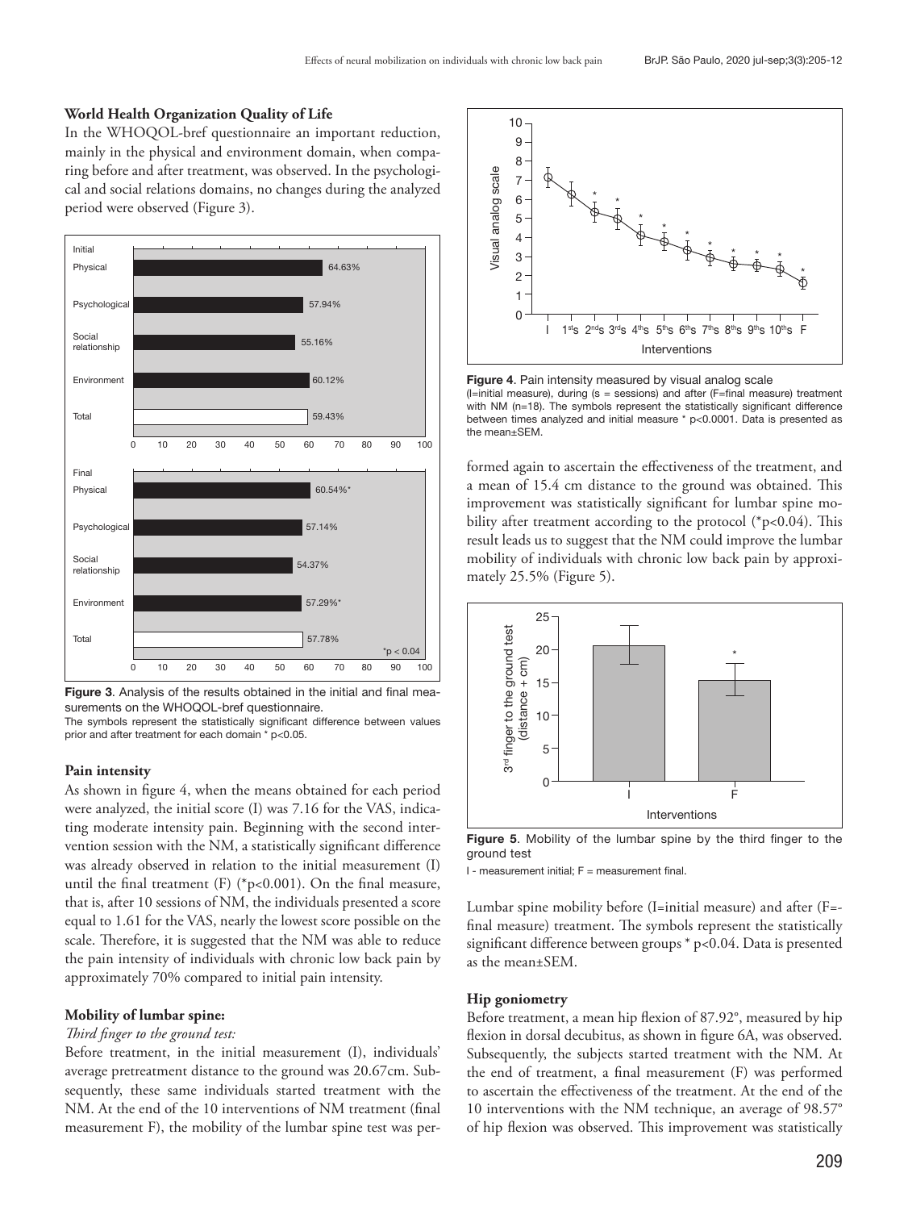### World Health Organization Quality of Life

In the WHOQOL-bref questionnaire an important reduction, mainly in the physical and environment domain, when comparing before and after treatment, was observed. In the psychological and social relations domains, no changes during the analyzed period were observed (Figure 3).

**Figure 3**. Analysis of the results obtained in the initial and final measurements on the WHOQOL-bref questionnaire.
The symbols represent the statistically significant difference between values prior and after treatment for each domain * p<0.05.

### Pain intensity

As shown in figure 4, when the means obtained for each period were analyzed, the initial score (I) was 7.16 for the VAS, indicating moderate intensity pain. Beginning with the second intervention session with the NM, a statistically significant difference was already observed in relation to the initial measurement (I) until the final treatment (F) (*p<0.001). On the final measure, that is, after 10 sessions of NM, the individuals presented a score equal to 1.61 for the VAS, nearly the lowest score possible on the scale. Therefore, it is suggested that the NM was able to reduce the pain intensity of individuals with chronic low back pain by approximately 70% compared to initial pain intensity.

### Mobility of lumbar spine:

*Third finger to the ground test:*

Before treatment, in the initial measurement (I), individuals' average pretreatment distance to the ground was 20.67cm. Subsequently, these same individuals started treatment with the NM. At the end of the 10 interventions of NM treatment (final measurement F), the mobility of the lumbar spine test was performed again to ascertain the effectiveness of the treatment, and a mean of 15.4 cm distance to the ground was obtained. This improvement was statistically significant for lumbar spine mobility after treatment according to the protocol (*p<0.04). This result leads us to suggest that the NM could improve the lumbar mobility of individuals with chronic low back pain by approximately 25.5% (Figure 5).

**Figure 4**. Pain intensity measured by visual analog scale
(I=initial measure), during (s = sessions) and after (F=final measure) treatment with NM (n=18). The symbols represent the statistically significant difference between times analyzed and initial measure * p<0.0001. Data is presented as the mean±SEM.

**Figure 5**. Mobility of the lumbar spine by the third finger to the ground test
I - measurement initial; F = measurement final.

Lumbar spine mobility before (I=initial measure) and after (F=final measure) treatment. The symbols represent the statistically significant difference between groups * p<0.04. Data is presented as the mean±SEM.

### Hip goniometry

Before treatment, a mean hip flexion of 87.92°, measured by hip flexion in dorsal decubitus, as shown in figure 6A, was observed. Subsequently, the subjects started treatment with the NM. At the end of treatment, a final measurement (F) was performed to ascertain the effectiveness of the treatment. At the end of the 10 interventions with the NM technique, an average of 98.57° of hip flexion was observed. This improvement was statistically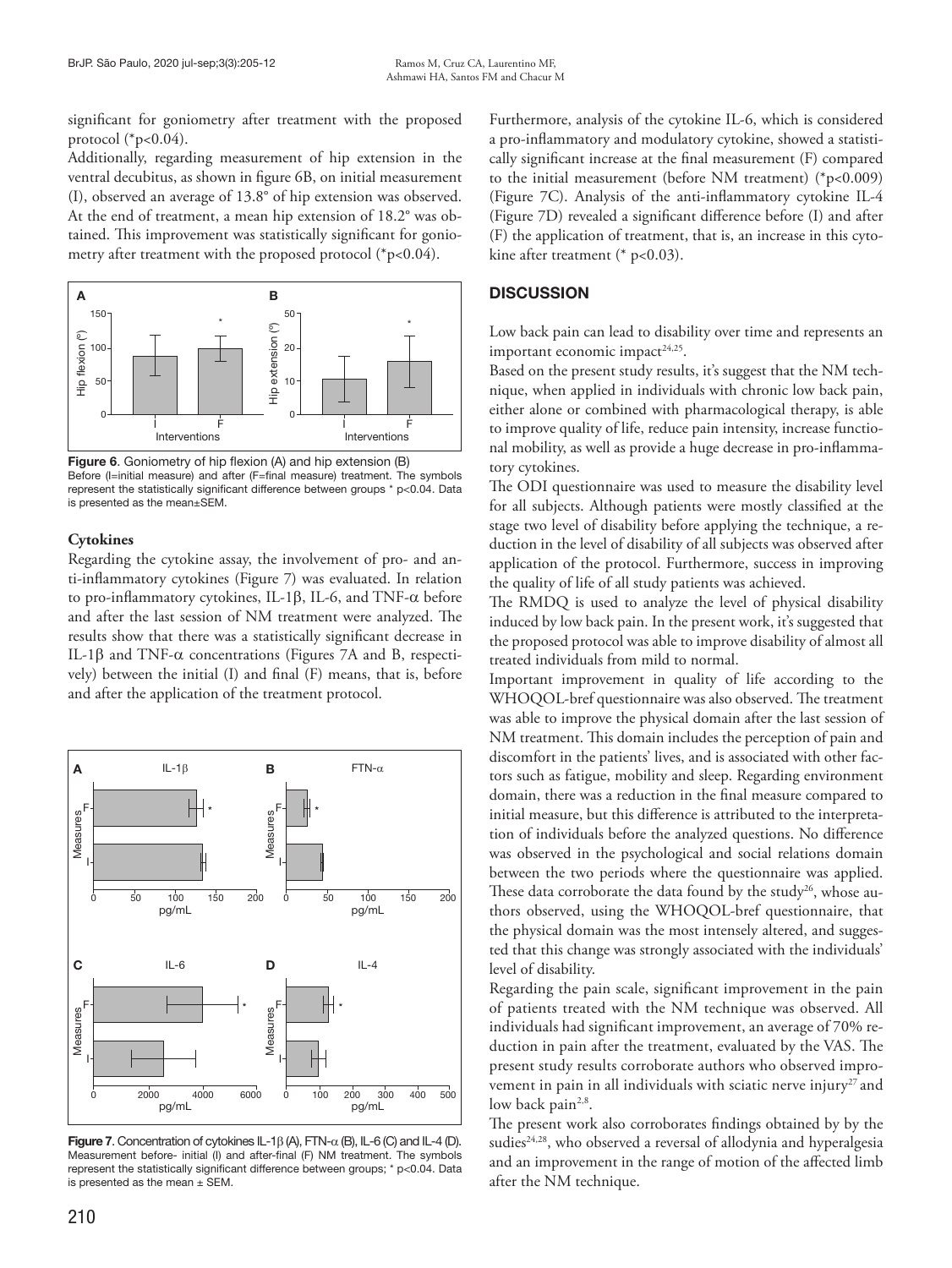significant for goniometry after treatment with the proposed protocol (*p<0.04).

Additionally, regarding measurement of hip extension in the ventral decubitus, as shown in figure 6B, on initial measurement (I), observed an average of 13.8° of hip extension was observed. At the end of treatment, a mean hip extension of 18.2° was obtained. This improvement was statistically significant for goniometry after treatment with the proposed protocol (*p<0.04).

**Figure 6**. Goniometry of hip flexion (A) and hip extension (B)
Before (I=initial measure) and after (F=final measure) treatment. The symbols represent the statistically significant difference between groups * p<0.04. Data is presented as the mean±SEM.

### Cytokines

Regarding the cytokine assay, the involvement of pro- and anti-inflammatory cytokines (Figure 7) was evaluated. In relation to pro-inflammatory cytokines, IL-1β, IL-6, and TNF-α before and after the last session of NM treatment were analyzed. The results show that there was a statistically significant decrease in IL-1β and TNF-α concentrations (Figures 7A and B, respectively) between the initial (I) and final (F) means, that is, before and after the application of the treatment protocol.

**Figure 7**. Concentration of cytokines IL-1β (A), FTN-α (B), IL-6 (C) and IL-4 (D). Measurement before- initial (I) and after-final (F) NM treatment. The symbols represent the statistically significant difference between groups; * p<0.04. Data is presented as the mean ± SEM.

Furthermore, analysis of the cytokine IL-6, which is considered a pro-inflammatory and modulatory cytokine, showed a statistically significant increase at the final measurement (F) compared to the initial measurement (before NM treatment) (*p<0.009) (Figure 7C). Analysis of the anti-inflammatory cytokine IL-4 (Figure 7D) revealed a significant difference before (I) and after (F) the application of treatment, that is, an increase in this cytokine after treatment (* p<0.03).

## DISCUSSION

Low back pain can lead to disability over time and represents an important economic impact[24,25].

Based on the present study results, it's suggest that the NM technique, when applied in individuals with chronic low back pain, either alone or combined with pharmacological therapy, is able to improve quality of life, reduce pain intensity, increase functional mobility, as well as provide a huge decrease in pro-inflammatory cytokines.

The ODI questionnaire was used to measure the disability level for all subjects. Although patients were mostly classified at the stage two level of disability before applying the technique, a reduction in the level of disability of all subjects was observed after application of the protocol. Furthermore, success in improving the quality of life of all study patients was achieved.

The RMDQ is used to analyze the level of physical disability induced by low back pain. In the present work, it's suggested that the proposed protocol was able to improve disability of almost all treated individuals from mild to normal.

Important improvement in quality of life according to the WHOQOL-bref questionnaire was also observed. The treatment was able to improve the physical domain after the last session of NM treatment. This domain includes the perception of pain and discomfort in the patients' lives, and is associated with other factors such as fatigue, mobility and sleep. Regarding environment domain, there was a reduction in the final measure compared to initial measure, but this difference is attributed to the interpretation of individuals before the analyzed questions. No difference was observed in the psychological and social relations domain between the two periods where the questionnaire was applied. These data corroborate the data found by the study[26], whose authors observed, using the WHOQOL-bref questionnaire, that the physical domain was the most intensely altered, and suggested that this change was strongly associated with the individuals' level of disability.

Regarding the pain scale, significant improvement in the pain of patients treated with the NM technique was observed. All individuals had significant improvement, an average of 70% reduction in pain after the treatment, evaluated by the VAS. The present study results corroborate authors who observed improvement in pain in all individuals with sciatic nerve injury[27] and low back pain[2,8].

The present work also corroborates findings obtained by by the sudies[24,28], who observed a reversal of allodynia and hyperalgesia and an improvement in the range of motion of the affected limb after the NM technique.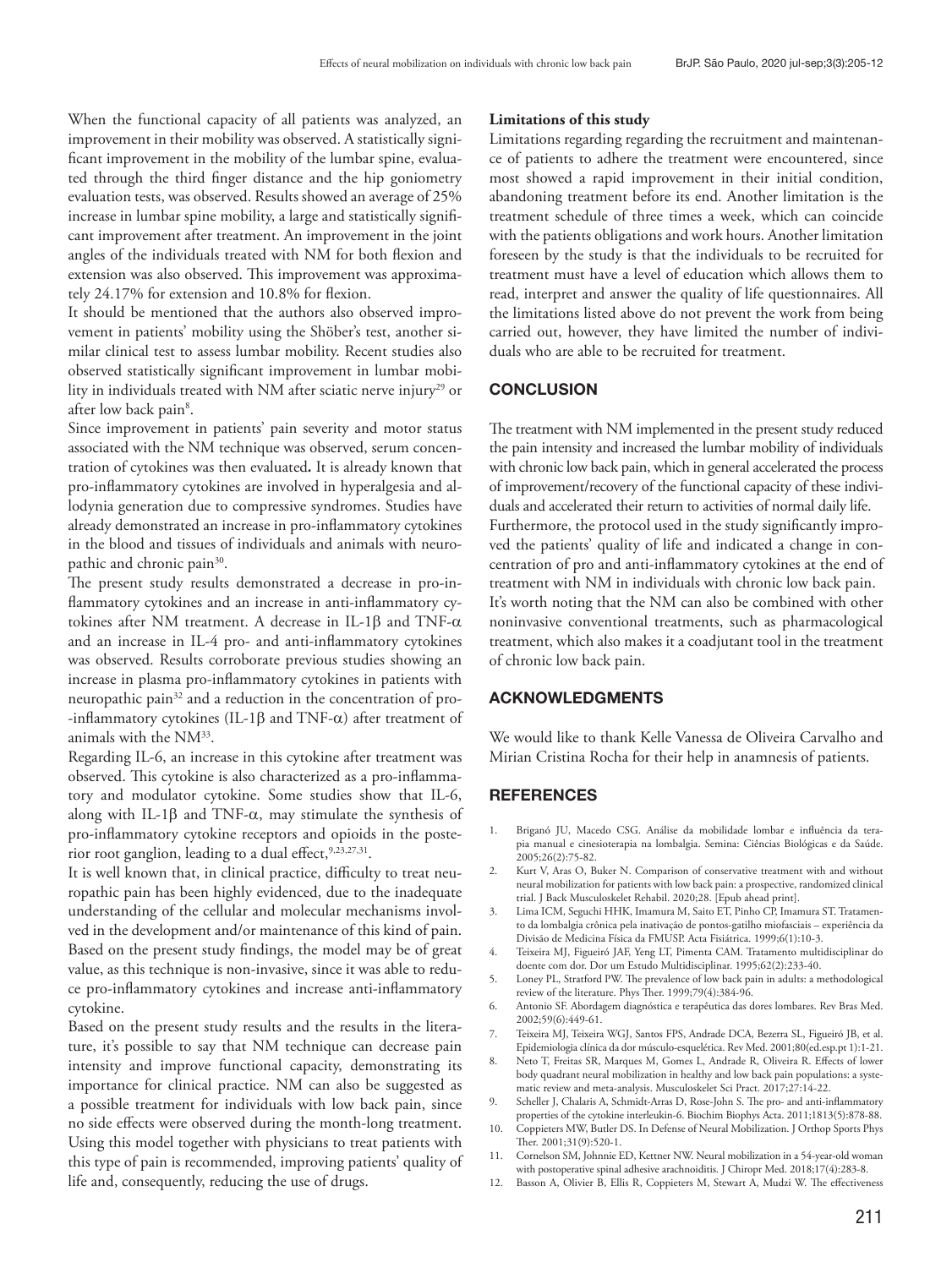When the functional capacity of all patients was analyzed, an improvement in their mobility was observed. A statistically significant improvement in the mobility of the lumbar spine, evaluated through the third finger distance and the hip goniometry evaluation tests, was observed. Results showed an average of 25% increase in lumbar spine mobility, a large and statistically significant improvement after treatment. An improvement in the joint angles of the individuals treated with NM for both flexion and extension was also observed. This improvement was approximately 24.17% for extension and 10.8% for flexion.

It should be mentioned that the authors also observed improvement in patients' mobility using the Shöber's test, another similar clinical test to assess lumbar mobility. Recent studies also observed statistically significant improvement in lumbar mobility in individuals treated with NM after sciatic nerve injury[29] or after low back pain[8].

Since improvement in patients' pain severity and motor status associated with the NM technique was observed, serum concentration of cytokines was then evaluated**.** It is already known that pro-inflammatory cytokines are involved in hyperalgesia and allodynia generation due to compressive syndromes. Studies have already demonstrated an increase in pro-inflammatory cytokines in the blood and tissues of individuals and animals with neuropathic and chronic pain[30].

The present study results demonstrated a decrease in pro-inflammatory cytokines and an increase in anti-inflammatory cytokines after NM treatment. A decrease in IL-1$\beta$ and TNF-$\alpha$ and an increase in IL-4 pro- and anti-inflammatory cytokines was observed. Results corroborate previous studies showing an increase in plasma pro-inflammatory cytokines in patients with neuropathic pain[32] and a reduction in the concentration of pro-inflammatory cytokines (IL-1$\beta$ and TNF-$\alpha$) after treatment of animals with the NM[33].

Regarding IL-6, an increase in this cytokine after treatment was observed. This cytokine is also characterized as a pro-inflammatory and modulator cytokine. Some studies show that IL-6, along with IL-1$\beta$ and TNF-$\alpha$, may stimulate the synthesis of pro-inflammatory cytokine receptors and opioids in the posterior root ganglion, leading to a dual effect,[9,23,27,31].

It is well known that, in clinical practice, difficulty to treat neuropathic pain has been highly evidenced, due to the inadequate understanding of the cellular and molecular mechanisms involved in the development and/or maintenance of this kind of pain. Based on the present study findings, the model may be of great value, as this technique is non-invasive, since it was able to reduce pro-inflammatory cytokines and increase anti-inflammatory cytokine.

Based on the present study results and the results in the literature, it's possible to say that NM technique can decrease pain intensity and improve functional capacity, demonstrating its importance for clinical practice. NM can also be suggested as a possible treatment for individuals with low back pain, since no side effects were observed during the month-long treatment. Using this model together with physicians to treat patients with this type of pain is recommended, improving patients' quality of life and, consequently, reducing the use of drugs.

**Limitations of this study**

Limitations regarding regarding the recruitment and maintenance of patients to adhere the treatment were encountered, since most showed a rapid improvement in their initial condition, abandoning treatment before its end. Another limitation is the treatment schedule of three times a week, which can coincide with the patients obligations and work hours. Another limitation foreseen by the study is that the individuals to be recruited for treatment must have a level of education which allows them to read, interpret and answer the quality of life questionnaires. All the limitations listed above do not prevent the work from being carried out, however, they have limited the number of individuals who are able to be recruited for treatment.

## CONCLUSION

The treatment with NM implemented in the present study reduced the pain intensity and increased the lumbar mobility of individuals with chronic low back pain, which in general accelerated the process of improvement/recovery of the functional capacity of these individuals and accelerated their return to activities of normal daily life. Furthermore, the protocol used in the study significantly improved the patients' quality of life and indicated a change in concentration of pro and anti-inflammatory cytokines at the end of treatment with NM in individuals with chronic low back pain.

It's worth noting that the NM can also be combined with other noninvasive conventional treatments, such as pharmacological treatment, which also makes it a coadjutant tool in the treatment of chronic low back pain.

## ACKNOWLEDGMENTS

We would like to thank Kelle Vanessa de Oliveira Carvalho and Mirian Cristina Rocha for their help in anamnesis of patients.

## REFERENCES

1. Briganó JU, Macedo CSG. Análise da mobilidade lombar e influência da terapia manual e cinesioterapia na lombalgia. Semina: Ciências Biológicas e da Saúde. 2005;26(2):75-82.
2. Kurt V, Aras O, Buker N. Comparison of conservative treatment with and without neural mobilization for patients with low back pain: a prospective, randomized clinical trial. J Back Musculoskelet Rehabil. 2020;28. [Epub ahead print].
3. Lima ICM, Seguchi HHK, Imamura M, Saito ET, Pinho CP, Imamura ST. Tratamento da lombalgia crônica pela inativação de pontos-gatilho miofasciais – experiência da Divisão de Medicina Física da FMUSP. Acta Fisiátrica. 1999;6(1):10-3.
4. Teixeira MJ, Figueiró JAF, Yeng LT, Pimenta CAM. Tratamento multidisciplinar do doente com dor. Dor um Estudo Multidisciplinar. 1995;62(2):233-40.
5. Loney PL, Stratford PW. The prevalence of low back pain in adults: a methodological review of the literature. Phys Ther. 1999;79(4):384-96.
6. Antonio SF. Abordagem diagnóstica e terapêutica das dores lombares. Rev Bras Med. 2002;59(6):449-61.
7. Teixeira MJ, Teixeira WGJ, Santos FPS, Andrade DCA, Bezerra SL, Figueiró JB, et al. Epidemiologia clínica da dor músculo-esquelética. Rev Med. 2001;80(ed.esp.pt 1):1-21.
8. Neto T, Freitas SR, Marques M, Gomes L, Andrade R, Oliveira R. Effects of lower body quadrant neural mobilization in healthy and low back pain populations: a systematic review and meta-analysis. Musculoskelet Sci Pract. 2017;27:14-22.
9. Scheller J, Chalaris A, Schmidt-Arras D, Rose-John S. The pro- and anti-inflammatory properties of the cytokine interleukin-6. Biochim Biophys Acta. 2011;1813(5):878-88.
10. Coppieters MW, Butler DS. In Defense of Neural Mobilization. J Orthop Sports Phys Ther. 2001;31(9):520-1.
11. Cornelson SM, Johnnie ED, Kettner NW. Neural mobilization in a 54-year-old woman with postoperative spinal adhesive arachnoiditis. J Chiropr Med. 2018;17(4):283-8.
12. Basson A, Olivier B, Ellis R, Coppieters M, Stewart A, Mudzi W. The effectiveness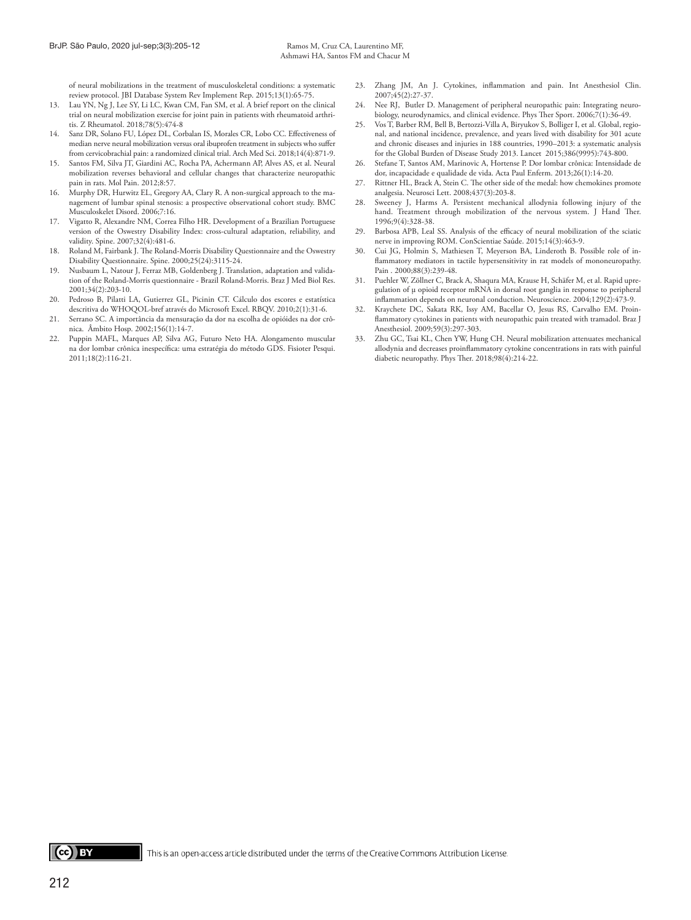of neural mobilizations in the treatment of musculoskeletal conditions: a systematic review protocol. JBI Database System Rev Implement Rep. 2015;13(1):65-75.

13. Lau YN, Ng J, Lee SY, Li LC, Kwan CM, Fan SM, et al. A brief report on the clinical trial on neural mobilization exercise for joint pain in patients with rheumatoid arthritis. Z Rheumatol. 2018;78(5):474-8
14. Sanz DR, Solano FU, López DL, Corbalan IS, Morales CR, Lobo CC. Effectiveness of median nerve neural mobilization versus oral ibuprofen treatment in subjects who suffer from cervicobrachial pain: a randomized clinical trial. Arch Med Sci. 2018;14(4):871-9.
15. Santos FM, Silva JT, Giardini AC, Rocha PA, Achermann AP, Alves AS, et al. Neural mobilization reverses behavioral and cellular changes that characterize neuropathic pain in rats. Mol Pain. 2012;8:57.
16. Murphy DR, Hurwitz EL, Gregory AA, Clary R. A non-surgical approach to the management of lumbar spinal stenosis: a prospective observational cohort study. BMC Musculoskelet Disord. 2006;7:16.
17. Vigatto R, Alexandre NM, Correa Filho HR. Development of a Brazilian Portuguese version of the Oswestry Disability Index: cross-cultural adaptation, reliability, and validity. Spine. 2007;32(4):481-6.
18. Roland M, Fairbank J. The Roland-Morris Disability Questionnaire and the Oswestry Disability Questionnaire. Spine. 2000;25(24):3115-24.
19. Nusbaum L, Natour J, Ferraz MB, Goldenberg J. Translation, adaptation and validation of the Roland-Morris questionnaire - Brazil Roland-Morris. Braz J Med Biol Res. 2001;34(2):203-10.
20. Pedroso B, Pilatti LA, Gutierrez GL, Picinin CT. Cálculo dos escores e estatística descritiva do WHOQOL-bref através do Microsoft Excel. RBQV. 2010;2(1):31-6.
21. Serrano SC. A importância da mensuração da dor na escolha de opióides na dor crônica. Âmbito Hosp. 2002;156(1):14-7.
22. Puppin MAFL, Marques AP, Silva AG, Futuro Neto HA. Alongamento muscular na dor lombar crônica inespecífica: uma estratégia do método GDS. Fisioter Pesqui. 2011;18(2):116-21.
23. Zhang JM, An J. Cytokines, inflammation and pain. Int Anesthesiol Clin. 2007;45(2):27-37.
24. Nee RJ, Butler D. Management of peripheral neuropathic pain: Integrating neurobiology, neurodynamics, and clinical evidence. Phys Ther Sport. 2006;7(1):36-49.
25. Vos T, Barber RM, Bell B, Bertozzi-Villa A, Biryukov S, Bolliger I, et al. Global, regional, and national incidence, prevalence, and years lived with disability for 301 acute and chronic diseases and injuries in 188 countries, 1990–2013: a systematic analysis for the Global Burden of Disease Study 2013. Lancet 2015;386(9995):743-800.
26. Stefane T, Santos AM, Marinovic A, Hortense P. Dor lombar crônica: Intensidade de dor, incapacidade e qualidade de vida. Acta Paul Enferm. 2013;26(1):14-20.
27. Rittner HL, Brack A, Stein C. The other side of the medal: how chemokines promote analgesia. Neurosci Lett. 2008;437(3):203-8.
28. Sweeney J, Harms A. Persistent mechanical allodynia following injury of the hand. Treatment through mobilization of the nervous system. J Hand Ther. 1996;9(4):328-38.
29. Barbosa APB, Leal SS. Analysis of the efficacy of neural mobilization of the sciatic nerve in improving ROM. ConScientiae Saúde. 2015;14(3):463-9.
30. Cui JG, Holmin S, Mathiesen T, Meyerson BA, Linderoth B. Possible role of inflammatory mediators in tactile hypersensitivity in rat models of mononeuropathy. Pain . 2000;88(3):239-48.
31. Puehler W, Zöllner C, Brack A, Shaqura MA, Krause H, Schäfer M, et al. Rapid upregulation of μ opioid receptor mRNA in dorsal root ganglia in response to peripheral inflammation depends on neuronal conduction. Neuroscience. 2004;129(2):473-9.
32. Kraychete DC, Sakata RK, Issy AM, Bacellar O, Jesus RS, Carvalho EM. Proinflammatory cytokines in patients with neuropathic pain treated with tramadol. Braz J Anesthesiol. 2009;59(3):297-303.
33. Zhu GC, Tsai KL, Chen YW, Hung CH. Neural mobilization attenuates mechanical allodynia and decreases proinflammatory cytokine concentrations in rats with painful diabetic neuropathy. Phys Ther. 2018;98(4):214-22.

This is an open-access article distributed under the terms of the Creative Commons Attribution License.